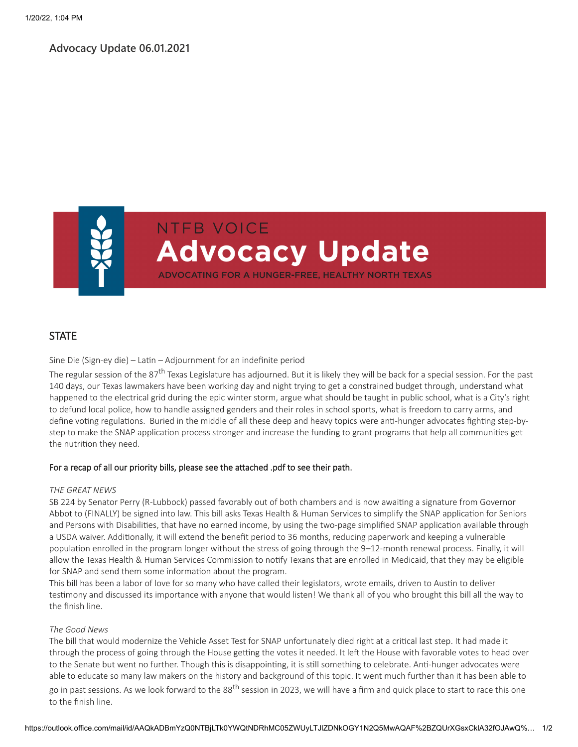# Advocacy Update 06.01.2021

NTFB VOICE

**Advocacy Update**

ADVOCATING FOR A HUNGER-FREE, HEALTHY NORTH TEXAS

## STATE

Sine Die (Sign-ey die) – Latin – Adjournment for an indefinite period

The regular session of the 87th Texas Legislature has adjourned. But it is likely they will be back for a special session. For the past 140 days, our Texas lawmakers have been working day and night trying to get a constrained budget through, understand what happened to the electrical grid during the epic winter storm, argue what should be taught in public school, what is a City's right to defund local police, how to handle assigned genders and their roles in school sports, what is freedom to carry arms, and define voting regulations. Buried in the middle of all these deep and heavy topics were anti-hunger advocates fighting step-by-step to make the SNAP application process stronger and increase the funding to grant programs that help all communities get the nutrition they need.

For a recap of all our priority bills, please see the attached .pdf to see their path.

*THE GREAT NEWS*

SB 224 by Senator Perry (R-Lubbock) passed favorably out of both chambers and is now awaiting a signature from Governor Abbot to (FINALLY) be signed into law. This bill asks Texas Health & Human Services to simplify the SNAP application for Seniors and Persons with Disabilities, that have no earned income, by using the two-page simplified SNAP application available through a USDA waiver. Additionally, it will extend the benefit period to 36 months, reducing paperwork and keeping a vulnerable population enrolled in the program longer without the stress of going through the 9–12-month renewal process. Finally, it will allow the Texas Health & Human Services Commission to notify Texans that are enrolled in Medicaid, that they may be eligible for SNAP and send them some information about the program.

This bill has been a labor of love for so many who have called their legislators, wrote emails, driven to Austin to deliver testimony and discussed its importance with anyone that would listen! We thank all of you who brought this bill all the way to the finish line.

*The Good News*

The bill that would modernize the Vehicle Asset Test for SNAP unfortunately died right at a critical last step. It had made it through the process of going through the House getting the votes it needed. It left the House with favorable votes to head over to the Senate but went no further. Though this is disappointing, it is still something to celebrate. Anti-hunger advocates were able to educate so many law makers on the history and background of this topic. It went much further than it has been able to go in past sessions. As we look forward to the 88th session in 2023, we will have a firm and quick place to start to race this one to the finish line.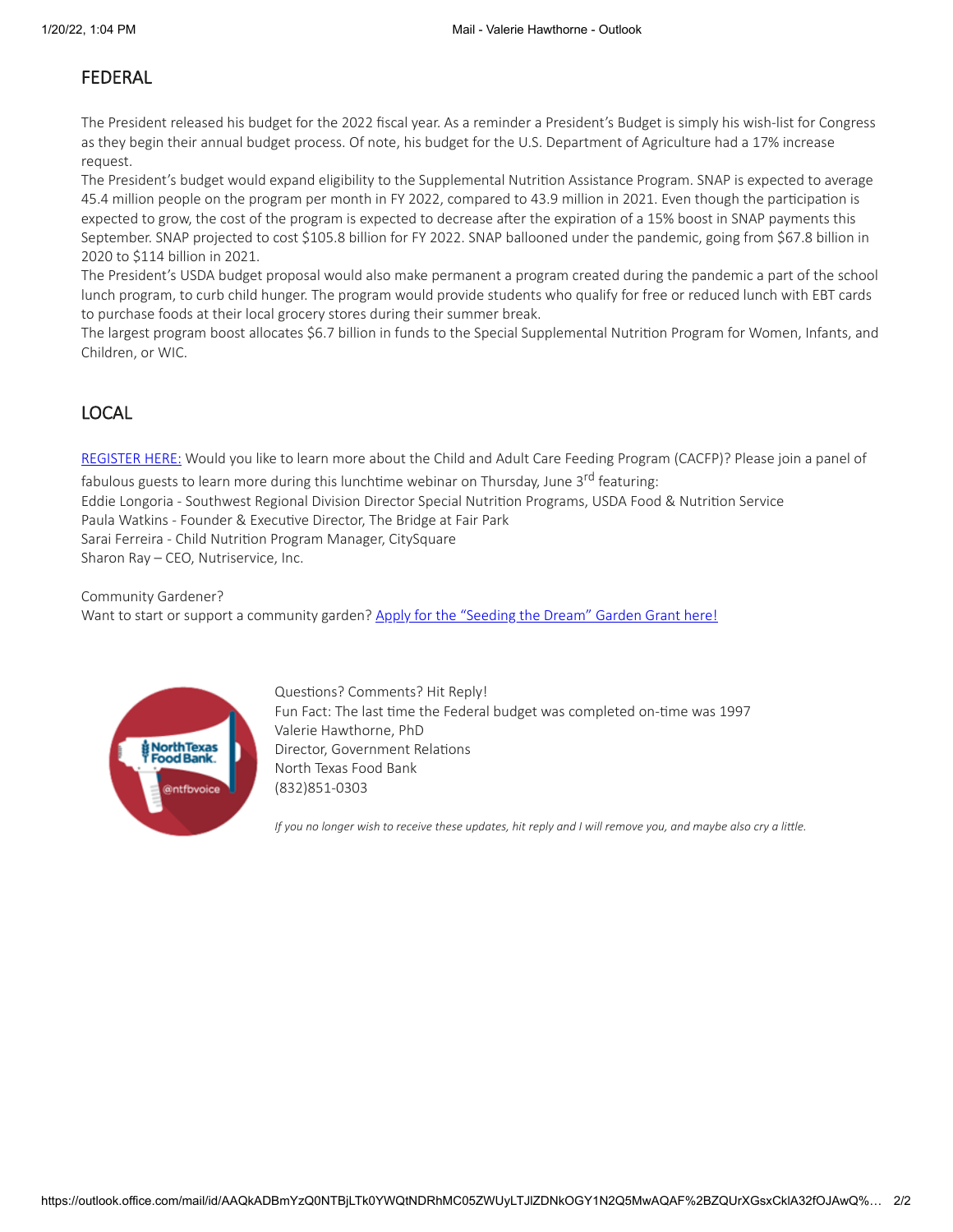## FEDERAL

The President released his budget for the 2022 fiscal year. As a reminder a President's Budget is simply his wish-list for Congress as they begin their annual budget process. Of note, his budget for the U.S. Department of Agriculture had a 17% increase request.

The President's budget would expand eligibility to the Supplemental Nutrition Assistance Program. SNAP is expected to average 45.4 million people on the program per month in FY 2022, compared to 43.9 million in 2021. Even though the participation is expected to grow, the cost of the program is expected to decrease after the expiration of a 15% boost in SNAP payments this September. SNAP projected to cost $105.8 billion for FY 2022. SNAP ballooned under the pandemic, going from $67.8 billion in 2020 to $114 billion in 2021.

The President's USDA budget proposal would also make permanent a program created during the pandemic a part of the school lunch program, to curb child hunger. The program would provide students who qualify for free or reduced lunch with EBT cards to purchase foods at their local grocery stores during their summer break.

The largest program boost allocates $6.7 billion in funds to the Special Supplemental Nutrition Program for Women, Infants, and Children, or WIC.

## LOCAL

REGISTER HERE: Would you like to learn more about the Child and Adult Care Feeding Program (CACFP)? Please join a panel of fabulous guests to learn more during this lunchtime webinar on Thursday, June 3rd featuring:

Eddie Longoria - Southwest Regional Division Director Special Nutrition Programs, USDA Food & Nutrition Service
Paula Watkins - Founder & Executive Director, The Bridge at Fair Park
Sarai Ferreira - Child Nutrition Program Manager, CitySquare
Sharon Ray – CEO, Nutriservice, Inc.

Community Gardener?
Want to start or support a community garden? Apply for the "Seeding the Dream" Garden Grant here!

Questions? Comments? Hit Reply!
Fun Fact: The last time the Federal budget was completed on-time was 1997
Valerie Hawthorne, PhD
Director, Government Relations
North Texas Food Bank
(832)851-0303

*If you no longer wish to receive these updates, hit reply and I will remove you, and maybe also cry a little.*